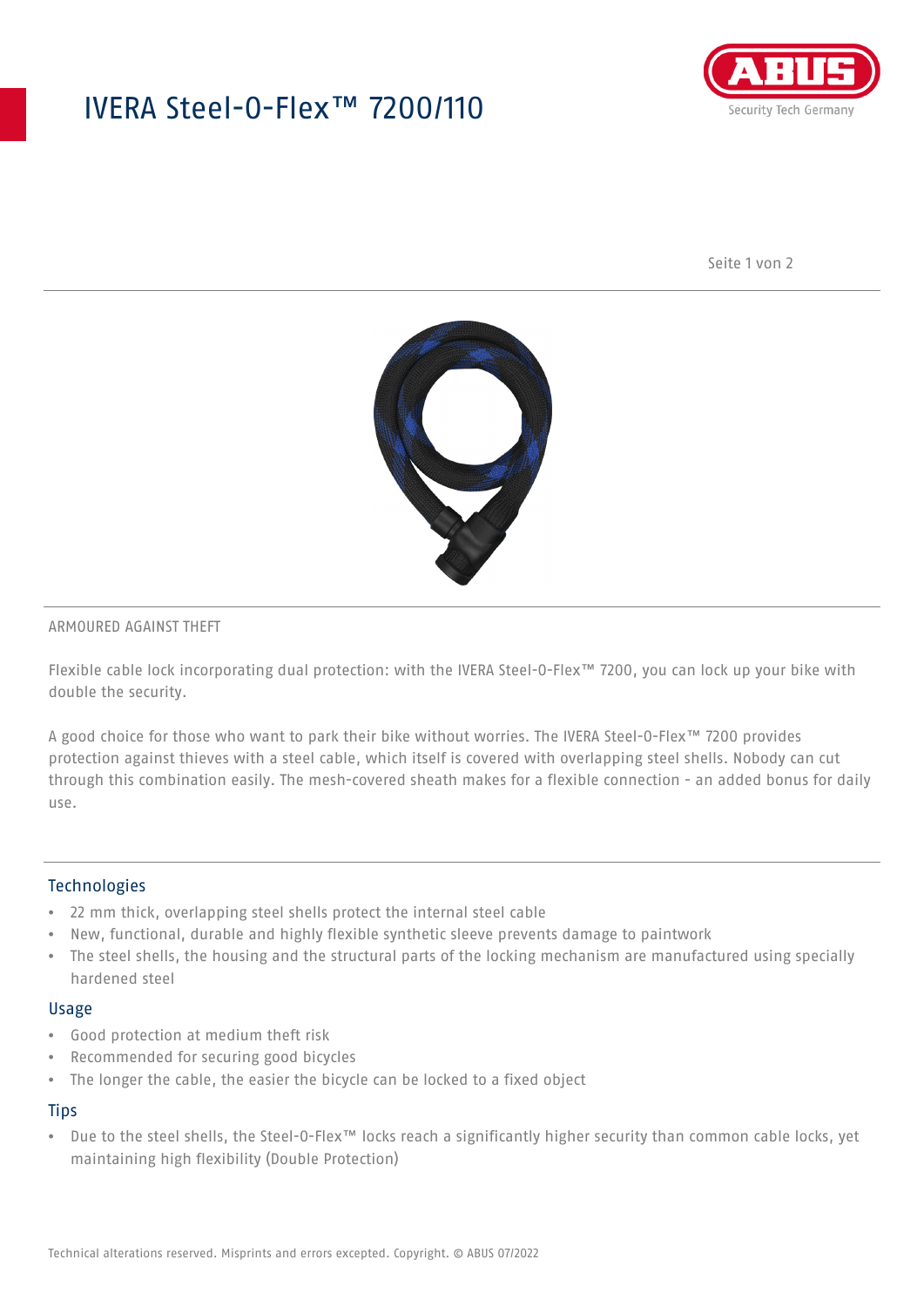# IVERA Steel-O-Flex™ 7200/110

ARMOURED AGAINST THEFT

Flexible cable lock incorporating dual protection: with the IVERA Steel-O-Flex™ 7200, you can lock up your bike with double the security.

A good choice for those who want to park their bike without worries. The IVERA Steel-O-Flex™ 7200 provides protection against thieves with a steel cable, which itself is covered with overlapping steel shells. Nobody can cut through this combination easily. The mesh-covered sheath makes for a flexible connection - an added bonus for daily use.

## Technologies

- 22 mm thick, overlapping steel shells protect the internal steel cable
- New, functional, durable and highly flexible synthetic sleeve prevents damage to paintwork
- The steel shells, the housing and the structural parts of the locking mechanism are manufactured using specially hardened steel

## Usage

- Good protection at medium theft risk
- Recommended for securing good bicycles
- The longer the cable, the easier the bicycle can be locked to a fixed object

## Tips

- Due to the steel shells, the Steel-O-Flex™ locks reach a significantly higher security than common cable locks, yet maintaining high flexibility (Double Protection)

Technical alterations reserved. Misprints and errors excepted. Copyright. © ABUS 07/2022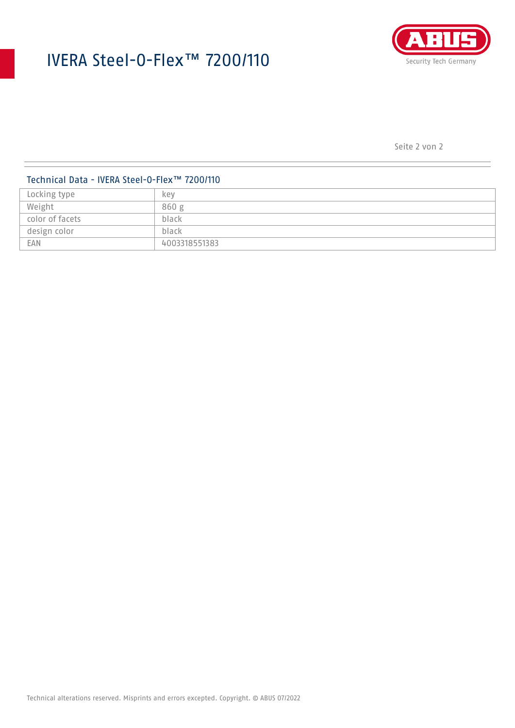## Technical Data - IVERA Steel-O-Flex™ 7200/110

| | |
|---|---|
| Locking type | key |
| Weight | 860 g |
| color of facets | black |
| design color | black |
| EAN | 4003318551383 |

Technical alterations reserved. Misprints and errors excepted. Copyright. © ABUS 07/2022